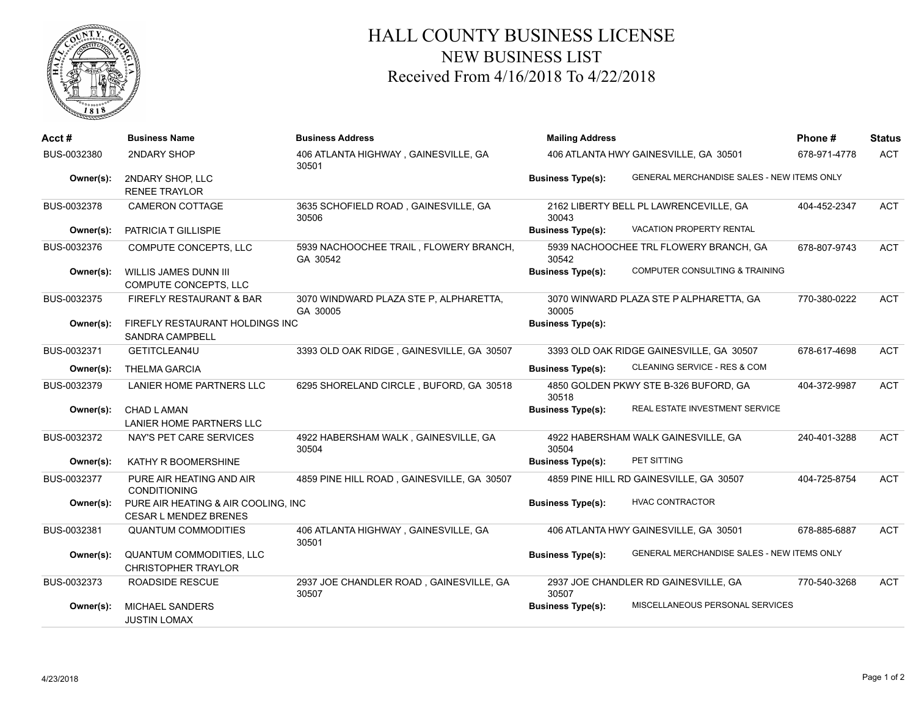# HALL COUNTY BUSINESS LICENSE

## NEW BUSINESS LIST

## Received From 4/16/2018 To 4/22/2018

| Acct # | Business Name | Business Address | Mailing Address | | Phone # | Status |
|---|---|---|---|---|---|---|
| BUS-0032380 | 2NDARY SHOP | 406 ATLANTA HIGHWAY , GAINESVILLE, GA 30501 | 406 ATLANTA HWY GAINESVILLE, GA 30501 | | 678-971-4778 | ACT |
| **Owner(s):** | 2NDARY SHOP, LLC<br>RENEE TRAYLOR | | **Business Type(s):** | GENERAL MERCHANDISE SALES - NEW ITEMS ONLY | | |
| BUS-0032378 | CAMERON COTTAGE | 3635 SCHOFIELD ROAD , GAINESVILLE, GA 30506 | 2162 LIBERTY BELL PL LAWRENCEVILLE, GA 30043 | | 404-452-2347 | ACT |
| **Owner(s):** | PATRICIA T GILLISPIE | | **Business Type(s):** | VACATION PROPERTY RENTAL | | |
| BUS-0032376 | COMPUTE CONCEPTS, LLC | 5939 NACHOOCHEE TRAIL , FLOWERY BRANCH, GA 30542 | 5939 NACHOOCHEE TRL FLOWERY BRANCH, GA 30542 | | 678-807-9743 | ACT |
| **Owner(s):** | WILLIS JAMES DUNN III<br>COMPUTE CONCEPTS, LLC | | **Business Type(s):** | COMPUTER CONSULTING & TRAINING | | |
| BUS-0032375 | FIREFLY RESTAURANT & BAR | 3070 WINDWARD PLAZA STE P, ALPHARETTA, GA 30005 | 3070 WINWARD PLAZA STE P ALPHARETTA, GA 30005 | | 770-380-0222 | ACT |
| **Owner(s):** | FIREFLY RESTAURANT HOLDINGS INC<br>SANDRA CAMPBELL | | **Business Type(s):** | | | |
| BUS-0032371 | GETITCLEAN4U | 3393 OLD OAK RIDGE , GAINESVILLE, GA 30507 | 3393 OLD OAK RIDGE GAINESVILLE, GA 30507 | | 678-617-4698 | ACT |
| **Owner(s):** | THELMA GARCIA | | **Business Type(s):** | CLEANING SERVICE - RES & COM | | |
| BUS-0032379 | LANIER HOME PARTNERS LLC | 6295 SHORELAND CIRCLE , BUFORD, GA 30518 | 4850 GOLDEN PKWY STE B-326 BUFORD, GA 30518 | | 404-372-9987 | ACT |
| **Owner(s):** | CHAD L AMAN<br>LANIER HOME PARTNERS LLC | | **Business Type(s):** | REAL ESTATE INVESTMENT SERVICE | | |
| BUS-0032372 | NAY'S PET CARE SERVICES | 4922 HABERSHAM WALK , GAINESVILLE, GA 30504 | 4922 HABERSHAM WALK GAINESVILLE, GA 30504 | | 240-401-3288 | ACT |
| **Owner(s):** | KATHY R BOOMERSHINE | | **Business Type(s):** | PET SITTING | | |
| BUS-0032377 | PURE AIR HEATING AND AIR CONDITIONING | 4859 PINE HILL ROAD , GAINESVILLE, GA 30507 | 4859 PINE HILL RD GAINESVILLE, GA 30507 | | 404-725-8754 | ACT |
| **Owner(s):** | PURE AIR HEATING & AIR COOLING, INC<br>CESAR L MENDEZ BRENES | | **Business Type(s):** | HVAC CONTRACTOR | | |
| BUS-0032381 | QUANTUM COMMODITIES | 406 ATLANTA HIGHWAY , GAINESVILLE, GA 30501 | 406 ATLANTA HWY GAINESVILLE, GA 30501 | | 678-885-6887 | ACT |
| **Owner(s):** | QUANTUM COMMODITIES, LLC<br>CHRISTOPHER TRAYLOR | | **Business Type(s):** | GENERAL MERCHANDISE SALES - NEW ITEMS ONLY | | |
| BUS-0032373 | ROADSIDE RESCUE | 2937 JOE CHANDLER ROAD , GAINESVILLE, GA 30507 | 2937 JOE CHANDLER RD GAINESVILLE, GA 30507 | | 770-540-3268 | ACT |
| **Owner(s):** | MICHAEL SANDERS<br>JUSTIN LOMAX | | **Business Type(s):** | MISCELLANEOUS PERSONAL SERVICES | | |

4/23/2018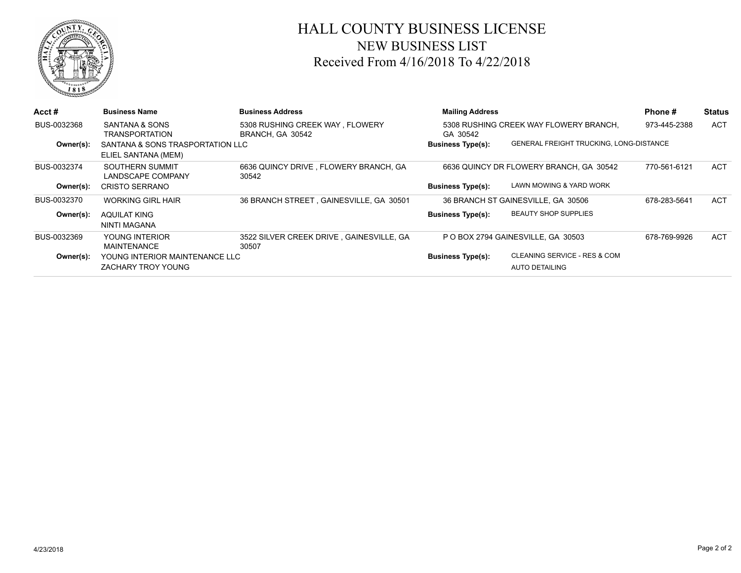# HALL COUNTY BUSINESS LICENSE
## NEW BUSINESS LIST
## Received From 4/16/2018 To 4/22/2018

| Acct # | Business Name | Business Address | Mailing Address | | Phone # | Status |
|---|---|---|---|---|---|---|
| BUS-0032368 | SANTANA & SONS TRANSPORTATION | 5308 RUSHING CREEK WAY , FLOWERY BRANCH, GA 30542 | 5308 RUSHING CREEK WAY FLOWERY BRANCH, GA 30542 | | 973-445-2388 | ACT |
| **Owner(s):** | SANTANA & SONS TRASPORTATION LLC<br>ELIEL SANTANA (MEM) | | **Business Type(s):** | GENERAL FREIGHT TRUCKING, LONG-DISTANCE | | |
| BUS-0032374 | SOUTHERN SUMMIT LANDSCAPE COMPANY | 6636 QUINCY DRIVE , FLOWERY BRANCH, GA 30542 | 6636 QUINCY DR FLOWERY BRANCH, GA 30542 | | 770-561-6121 | ACT |
| **Owner(s):** | CRISTO SERRANO | | **Business Type(s):** | LAWN MOWING & YARD WORK | | |
| BUS-0032370 | WORKING GIRL HAIR | 36 BRANCH STREET , GAINESVILLE, GA 30501 | 36 BRANCH ST GAINESVILLE, GA 30506 | | 678-283-5641 | ACT |
| **Owner(s):** | AQUILAT KING<br>NINTI MAGANA | | **Business Type(s):** | BEAUTY SHOP SUPPLIES | | |
| BUS-0032369 | YOUNG INTERIOR MAINTENANCE | 3522 SILVER CREEK DRIVE , GAINESVILLE, GA 30507 | P O BOX 2794 GAINESVILLE, GA 30503 | | 678-769-9926 | ACT |
| **Owner(s):** | YOUNG INTERIOR MAINTENANCE LLC<br>ZACHARY TROY YOUNG | | **Business Type(s):** | CLEANING SERVICE - RES & COM<br>AUTO DETAILING | | |

4/23/2018